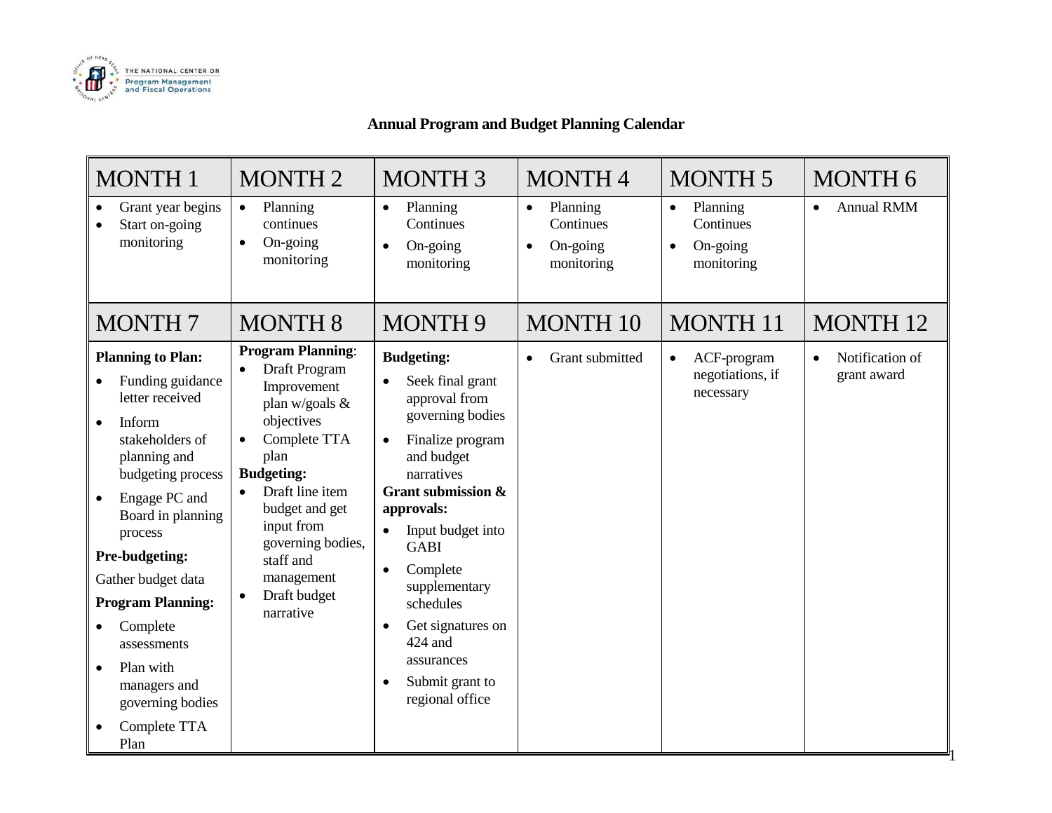THE NATIONAL CENTER ON Program Management and Fiscal Operations

# Annual Program and Budget Planning Calendar

| MONTH 1 | MONTH 2 | MONTH 3 | MONTH 4 | MONTH 5 | MONTH 6 |
|---|---|---|---|---|---|
| • Grant year begins<br>• Start on-going monitoring | • Planning continues<br>• On-going monitoring | • Planning Continues<br>• On-going monitoring | • Planning Continues<br>• On-going monitoring | • Planning Continues<br>• On-going monitoring | • Annual RMM |
| **MONTH 7** | **MONTH 8** | **MONTH 9** | **MONTH 10** | **MONTH 11** | **MONTH 12** |
| **Planning to Plan:**<br>• Funding guidance letter received<br>• Inform stakeholders of planning and budgeting process<br>• Engage PC and Board in planning process<br>**Pre-budgeting:**<br>Gather budget data<br>**Program Planning:**<br>• Complete assessments<br>• Plan with managers and governing bodies<br>• Complete TTA Plan | **Program Planning**:<br>• Draft Program Improvement plan w/goals & objectives<br>• Complete TTA plan<br>**Budgeting:**<br>• Draft line item budget and get input from governing bodies, staff and management<br>• Draft budget narrative | **Budgeting:**<br>• Seek final grant approval from governing bodies<br>• Finalize program and budget narratives<br>**Grant submission & approvals:**<br>• Input budget into GABI<br>• Complete supplementary schedules<br>• Get signatures on 424 and assurances<br>• Submit grant to regional office | • Grant submitted | • ACF-program negotiations, if necessary | • Notification of grant award |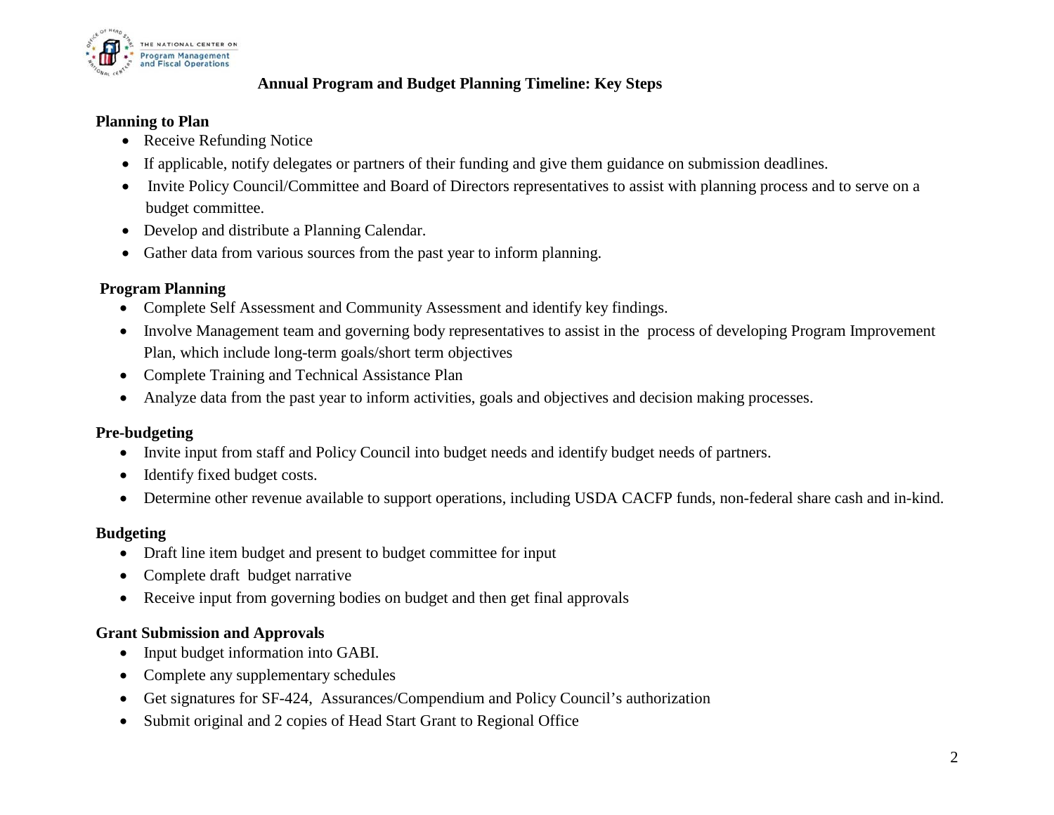# Annual Program and Budget Planning Timeline: Key Steps

**Planning to Plan**

- Receive Refunding Notice
- If applicable, notify delegates or partners of their funding and give them guidance on submission deadlines.
- Invite Policy Council/Committee and Board of Directors representatives to assist with planning process and to serve on a budget committee.
- Develop and distribute a Planning Calendar.
- Gather data from various sources from the past year to inform planning.

**Program Planning**

- Complete Self Assessment and Community Assessment and identify key findings.
- Involve Management team and governing body representatives to assist in the process of developing Program Improvement Plan, which include long-term goals/short term objectives
- Complete Training and Technical Assistance Plan
- Analyze data from the past year to inform activities, goals and objectives and decision making processes.

**Pre-budgeting**

- Invite input from staff and Policy Council into budget needs and identify budget needs of partners.
- Identify fixed budget costs.
- Determine other revenue available to support operations, including USDA CACFP funds, non-federal share cash and in-kind.

**Budgeting**

- Draft line item budget and present to budget committee for input
- Complete draft budget narrative
- Receive input from governing bodies on budget and then get final approvals

**Grant Submission and Approvals**

- Input budget information into GABI.
- Complete any supplementary schedules
- Get signatures for SF-424, Assurances/Compendium and Policy Council's authorization
- Submit original and 2 copies of Head Start Grant to Regional Office